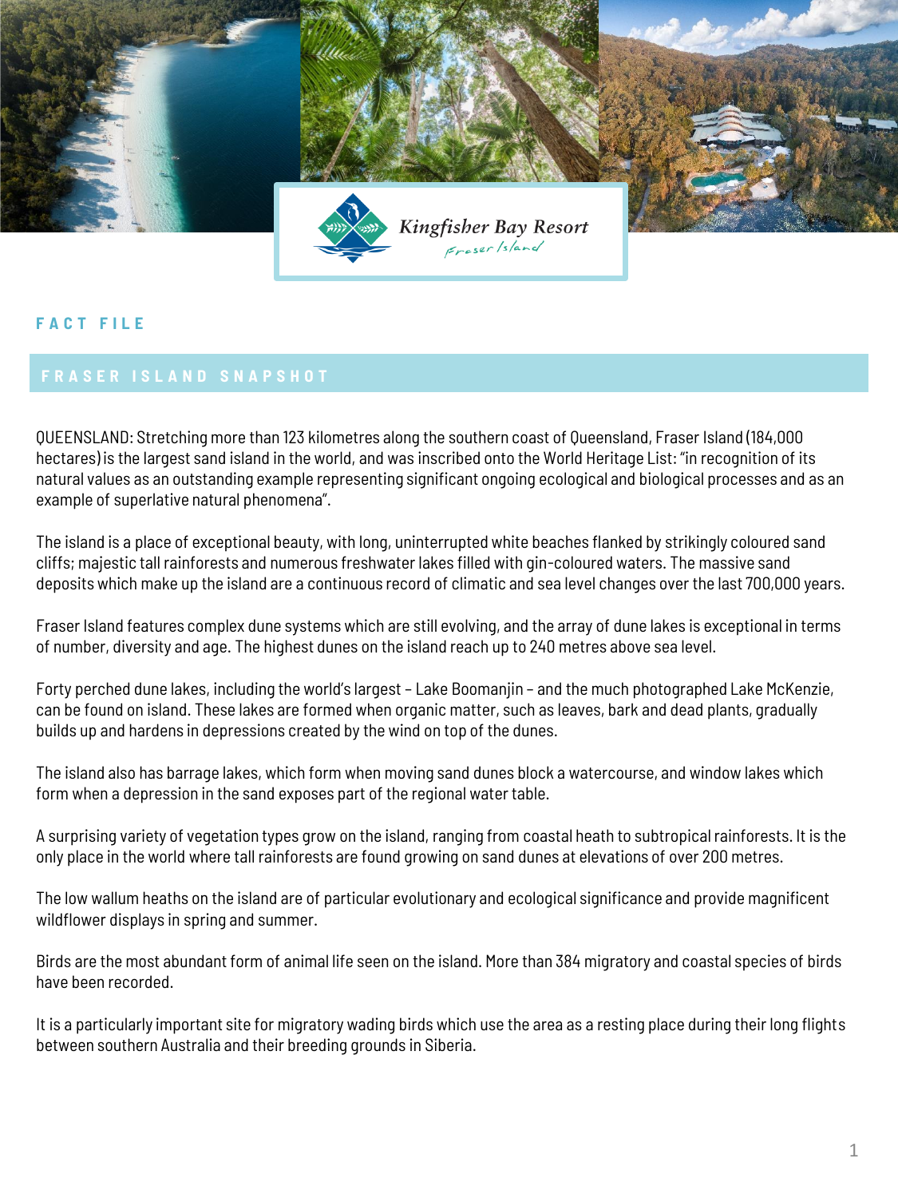Kingfisher Bay Resort
Fraser Island

## FACT FILE

## FRASER ISLAND SNAPSHOT

QUEENSLAND: Stretching more than 123 kilometres along the southern coast of Queensland, Fraser Island (184,000 hectares) is the largest sand island in the world, and was inscribed onto the World Heritage List: "in recognition of its natural values as an outstanding example representing significant ongoing ecological and biological processes and as an example of superlative natural phenomena".

The island is a place of exceptional beauty, with long, uninterrupted white beaches flanked by strikingly coloured sand cliffs; majestic tall rainforests and numerous freshwater lakes filled with gin-coloured waters. The massive sand deposits which make up the island are a continuous record of climatic and sea level changes over the last 700,000 years.

Fraser Island features complex dune systems which are still evolving, and the array of dune lakes is exceptional in terms of number, diversity and age. The highest dunes on the island reach up to 240 metres above sea level.

Forty perched dune lakes, including the world's largest – Lake Boomanjin – and the much photographed Lake McKenzie, can be found on island. These lakes are formed when organic matter, such as leaves, bark and dead plants, gradually builds up and hardens in depressions created by the wind on top of the dunes.

The island also has barrage lakes, which form when moving sand dunes block a watercourse, and window lakes which form when a depression in the sand exposes part of the regional water table.

A surprising variety of vegetation types grow on the island, ranging from coastal heath to subtropical rainforests. It is the only place in the world where tall rainforests are found growing on sand dunes at elevations of over 200 metres.

The low wallum heaths on the island are of particular evolutionary and ecological significance and provide magnificent wildflower displays in spring and summer.

Birds are the most abundant form of animal life seen on the island. More than 384 migratory and coastal species of birds have been recorded.

It is a particularly important site for migratory wading birds which use the area as a resting place during their long flights between southern Australia and their breeding grounds in Siberia.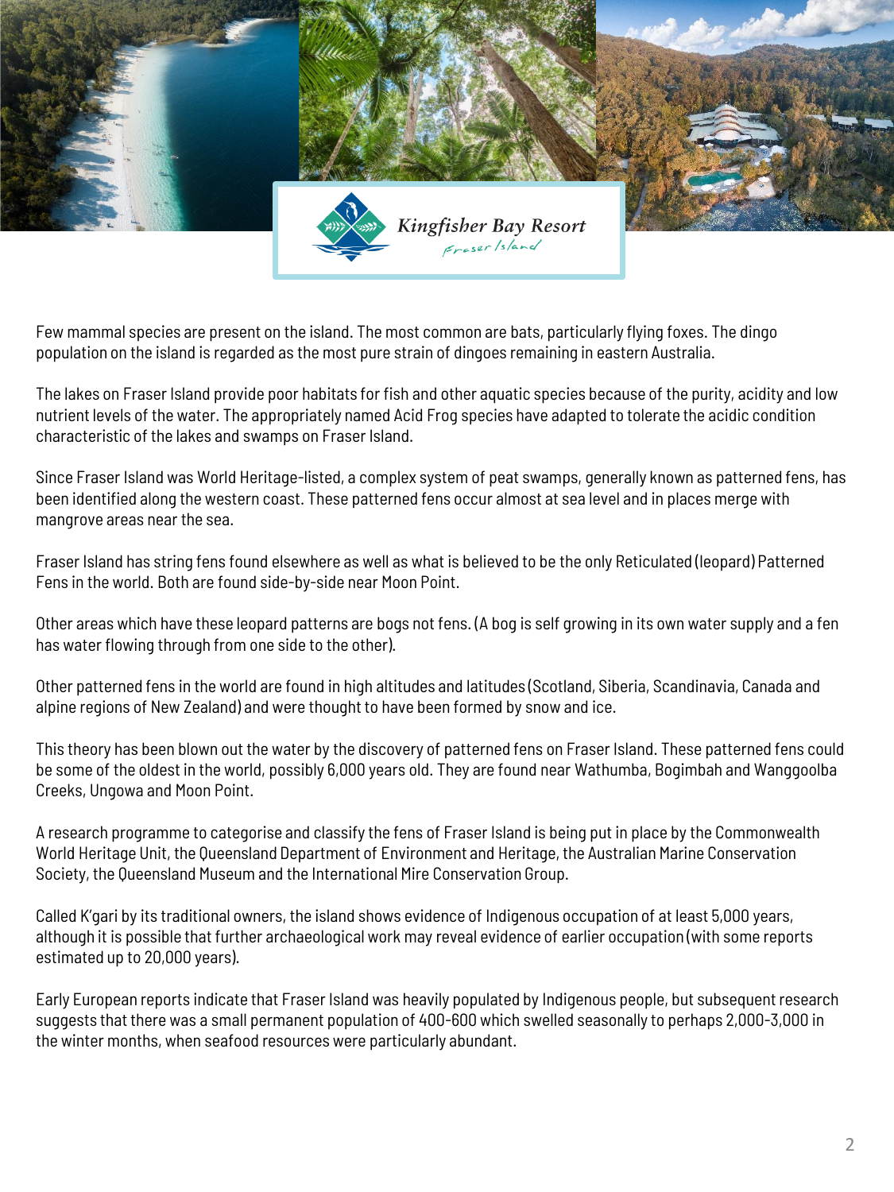Few mammal species are present on the island. The most common are bats, particularly flying foxes. The dingo population on the island is regarded as the most pure strain of dingoes remaining in eastern Australia.

The lakes on Fraser Island provide poor habitats for fish and other aquatic species because of the purity, acidity and low nutrient levels of the water. The appropriately named Acid Frog species have adapted to tolerate the acidic condition characteristic of the lakes and swamps on Fraser Island.

Since Fraser Island was World Heritage-listed, a complex system of peat swamps, generally known as patterned fens, has been identified along the western coast. These patterned fens occur almost at sea level and in places merge with mangrove areas near the sea.

Fraser Island has string fens found elsewhere as well as what is believed to be the only Reticulated (leopard) Patterned Fens in the world. Both are found side-by-side near Moon Point.

Other areas which have these leopard patterns are bogs not fens. (A bog is self growing in its own water supply and a fen has water flowing through from one side to the other).

Other patterned fens in the world are found in high altitudes and latitudes (Scotland, Siberia, Scandinavia, Canada and alpine regions of New Zealand) and were thought to have been formed by snow and ice.

This theory has been blown out the water by the discovery of patterned fens on Fraser Island. These patterned fens could be some of the oldest in the world, possibly 6,000 years old. They are found near Wathumba, Bogimbah and Wanggoolba Creeks, Ungowa and Moon Point.

A research programme to categorise and classify the fens of Fraser Island is being put in place by the Commonwealth World Heritage Unit, the Queensland Department of Environment and Heritage, the Australian Marine Conservation Society, the Queensland Museum and the International Mire Conservation Group.

Called K'gari by its traditional owners, the island shows evidence of Indigenous occupation of at least 5,000 years, although it is possible that further archaeological work may reveal evidence of earlier occupation (with some reports estimated up to 20,000 years).

Early European reports indicate that Fraser Island was heavily populated by Indigenous people, but subsequent research suggests that there was a small permanent population of 400-600 which swelled seasonally to perhaps 2,000-3,000 in the winter months, when seafood resources were particularly abundant.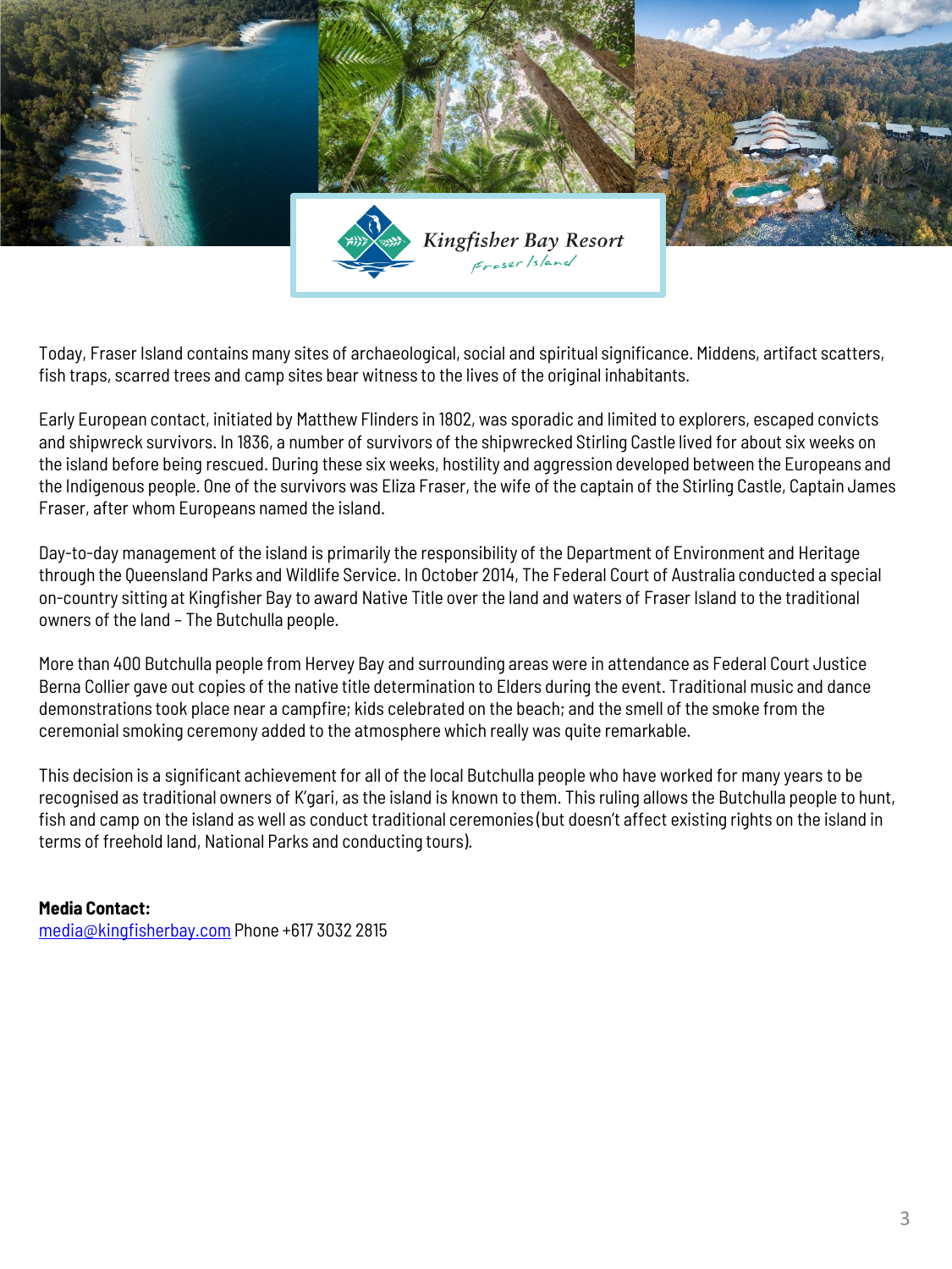Today, Fraser Island contains many sites of archaeological, social and spiritual significance. Middens, artifact scatters, fish traps, scarred trees and camp sites bear witness to the lives of the original inhabitants.

Early European contact, initiated by Matthew Flinders in 1802, was sporadic and limited to explorers, escaped convicts and shipwreck survivors. In 1836, a number of survivors of the shipwrecked Stirling Castle lived for about six weeks on the island before being rescued. During these six weeks, hostility and aggression developed between the Europeans and the Indigenous people. One of the survivors was Eliza Fraser, the wife of the captain of the Stirling Castle, Captain James Fraser, after whom Europeans named the island.

Day-to-day management of the island is primarily the responsibility of the Department of Environment and Heritage through the Queensland Parks and Wildlife Service. In October 2014, The Federal Court of Australia conducted a special on-country sitting at Kingfisher Bay to award Native Title over the land and waters of Fraser Island to the traditional owners of the land – The Butchulla people.

More than 400 Butchulla people from Hervey Bay and surrounding areas were in attendance as Federal Court Justice Berna Collier gave out copies of the native title determination to Elders during the event. Traditional music and dance demonstrations took place near a campfire; kids celebrated on the beach; and the smell of the smoke from the ceremonial smoking ceremony added to the atmosphere which really was quite remarkable.

This decision is a significant achievement for all of the local Butchulla people who have worked for many years to be recognised as traditional owners of K'gari, as the island is known to them. This ruling allows the Butchulla people to hunt, fish and camp on the island as well as conduct traditional ceremonies (but doesn't affect existing rights on the island in terms of freehold land, National Parks and conducting tours).

**Media Contact:**
media@kingfisherbay.com Phone +617 3032 2815